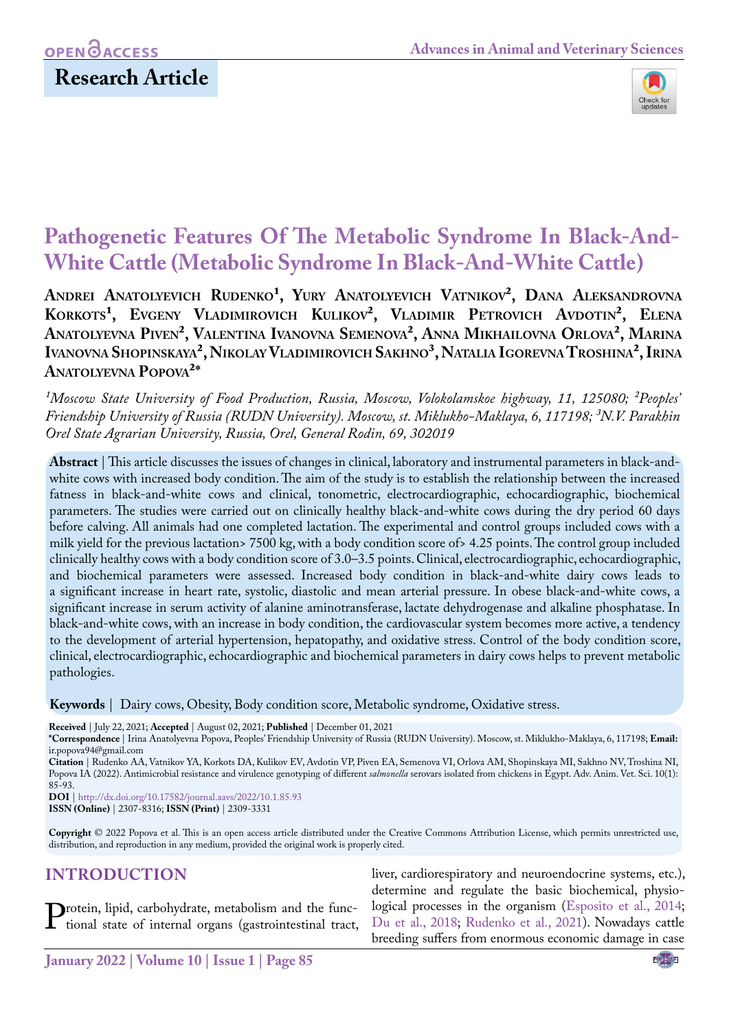OPEN ACCESS

# Research Article

# Pathogenetic Features Of The Metabolic Syndrome In Black-And-White Cattle (Metabolic Syndrome In Black-And-White Cattle)

**Andrei Anatolyevich Rudenko[1], Yury Anatolyevich Vatnikov[2], Dana Aleksandrovna Korkots[1], Evgeny Vladimirovich Kulikov[2], Vladimir Petrovich Avdotin[2], Elena Anatolyevna Piven[2], Valentina Ivanovna Semenova[2], Anna Mikhailovna Orlova[2], Marina Ivanovna Shopinskaya[2], Nikolay Vladimirovich Sakhno[3], Natalia Igorevna Troshina[2], Irina Anatolyevna Popova[2]***

*[1]Moscow State University of Food Production, Russia, Moscow, Volokolamskoe highway, 11, 125080; [2]Peoples' Friendship University of Russia (RUDN University). Moscow, st. Miklukho-Maklaya, 6, 117198; [3]N.V. Parakhin Orel State Agrarian University, Russia, Orel, General Rodin, 69, 302019*

**Abstract** | This article discusses the issues of changes in clinical, laboratory and instrumental parameters in black-and-white cows with increased body condition. The aim of the study is to establish the relationship between the increased fatness in black-and-white cows and clinical, tonometric, electrocardiographic, echocardiographic, biochemical parameters. The studies were carried out on clinically healthy black-and-white cows during the dry period 60 days before calving. All animals had one completed lactation. The experimental and control groups included cows with a milk yield for the previous lactation> 7500 kg, with a body condition score of> 4.25 points. The control group included clinically healthy cows with a body condition score of 3.0–3.5 points. Clinical, electrocardiographic, echocardiographic, and biochemical parameters were assessed. Increased body condition in black-and-white dairy cows leads to a significant increase in heart rate, systolic, diastolic and mean arterial pressure. In obese black-and-white cows, a significant increase in serum activity of alanine aminotransferase, lactate dehydrogenase and alkaline phosphatase. In black-and-white cows, with an increase in body condition, the cardiovascular system becomes more active, a tendency to the development of arterial hypertension, hepatopathy, and oxidative stress. Control of the body condition score, clinical, electrocardiographic, echocardiographic and biochemical parameters in dairy cows helps to prevent metabolic pathologies.

**Keywords** | Dairy cows, Obesity, Body condition score, Metabolic syndrome, Oxidative stress.

**Received** | July 22, 2021; **Accepted** | August 02, 2021; **Published** | December 01, 2021

***Correspondence** | Irina Anatolyevna Popova, Peoples' Friendship University of Russia (RUDN University). Moscow, st. Miklukho-Maklaya, 6, 117198; **Email:** ir.popova94@gmail.com

**Citation** | Rudenko AA, Vatnikov YA, Korkots DA, Kulikov EV, Avdotin VP, Piven EA, Semenova VI, Orlova AM, Shopinskaya MI, Sakhno NV, Troshina NI, Popova IA (2022). Antimicrobial resistance and virulence genotyping of different *salmonella* serovars isolated from chickens in Egypt. Adv. Anim. Vet. Sci. 10(1): 85-93.

**DOI** | http://dx.doi.org/10.17582/journal.aavs/2022/10.1.85.93

**ISSN (Online)** | 2307-8316; **ISSN (Print)** | 2309-3331

**Copyright** © 2022 Popova et al. This is an open access article distributed under the Creative Commons Attribution License, which permits unrestricted use, distribution, and reproduction in any medium, provided the original work is properly cited.

## INTRODUCTION

Protein, lipid, carbohydrate, metabolism and the functional state of internal organs (gastrointestinal tract, liver, cardiorespiratory and neuroendocrine systems, etc.), determine and regulate the basic biochemical, physiological processes in the organism (Esposito et al., 2014; Du et al., 2018; Rudenko et al., 2021). Nowadays cattle breeding suffers from enormous economic damage in case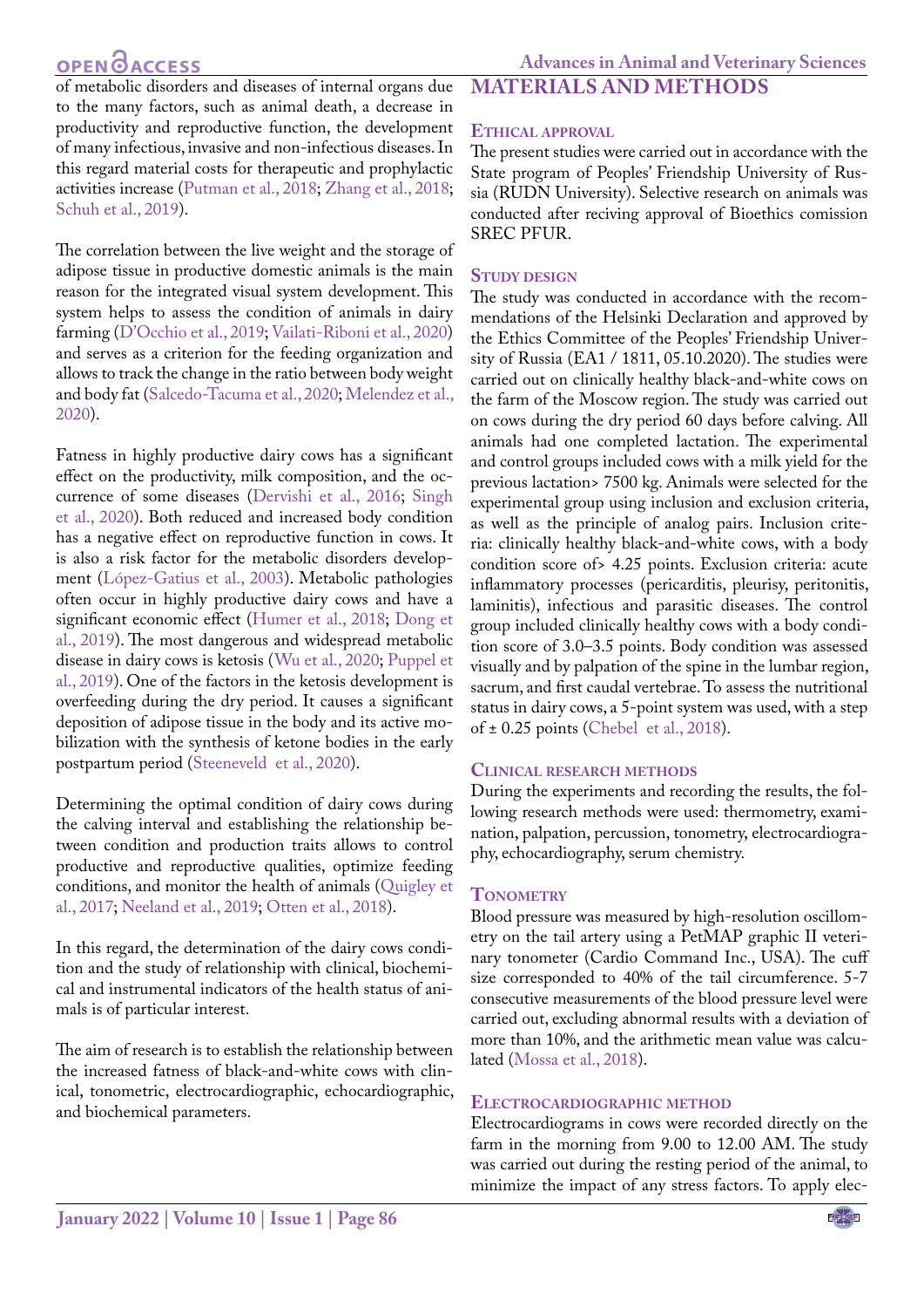of metabolic disorders and diseases of internal organs due to the many factors, such as animal death, a decrease in productivity and reproductive function, the development of many infectious, invasive and non-infectious diseases. In this regard material costs for therapeutic and prophylactic activities increase (Putman et al., 2018; Zhang et al., 2018; Schuh et al., 2019).

The correlation between the live weight and the storage of adipose tissue in productive domestic animals is the main reason for the integrated visual system development. This system helps to assess the condition of animals in dairy farming (D'Occhio et al., 2019; Vailati-Riboni et al., 2020) and serves as a criterion for the feeding organization and allows to track the change in the ratio between body weight and body fat (Salcedo-Tacuma et al., 2020; Melendez et al., 2020).

Fatness in highly productive dairy cows has a significant effect on the productivity, milk composition, and the occurrence of some diseases (Dervishi et al., 2016; Singh et al., 2020). Both reduced and increased body condition has a negative effect on reproductive function in cows. It is also a risk factor for the metabolic disorders development (López-Gatius et al., 2003). Metabolic pathologies often occur in highly productive dairy cows and have a significant economic effect (Humer et al., 2018; Dong et al., 2019). The most dangerous and widespread metabolic disease in dairy cows is ketosis (Wu et al., 2020; Puppel et al., 2019). One of the factors in the ketosis development is overfeeding during the dry period. It causes a significant deposition of adipose tissue in the body and its active mobilization with the synthesis of ketone bodies in the early postpartum period (Steeneveld et al., 2020).

Determining the optimal condition of dairy cows during the calving interval and establishing the relationship between condition and production traits allows to control productive and reproductive qualities, optimize feeding conditions, and monitor the health of animals (Quigley et al., 2017; Neeland et al., 2019; Otten et al., 2018).

In this regard, the determination of the dairy cows condition and the study of relationship with clinical, biochemical and instrumental indicators of the health status of animals is of particular interest.

The aim of research is to establish the relationship between the increased fatness of black-and-white cows with clinical, tonometric, electrocardiographic, echocardiographic, and biochemical parameters.

## MATERIALS AND METHODS

### Ethical approval

The present studies were carried out in accordance with the State program of Peoples' Friendship University of Russia (RUDN University). Selective research on animals was conducted after reciving approval of Bioethics comission SREC PFUR.

### Study design

The study was conducted in accordance with the recommendations of the Helsinki Declaration and approved by the Ethics Committee of the Peoples' Friendship University of Russia (EA1 / 1811, 05.10.2020). The studies were carried out on clinically healthy black-and-white cows on the farm of the Moscow region. The study was carried out on cows during the dry period 60 days before calving. All animals had one completed lactation. The experimental and control groups included cows with a milk yield for the previous lactation> 7500 kg. Animals were selected for the experimental group using inclusion and exclusion criteria, as well as the principle of analog pairs. Inclusion criteria: clinically healthy black-and-white cows, with a body condition score of> 4.25 points. Exclusion criteria: acute inflammatory processes (pericarditis, pleurisy, peritonitis, laminitis), infectious and parasitic diseases. The control group included clinically healthy cows with a body condition score of 3.0–3.5 points. Body condition was assessed visually and by palpation of the spine in the lumbar region, sacrum, and first caudal vertebrae. To assess the nutritional status in dairy cows, a 5-point system was used, with a step of ± 0.25 points (Chebel et al., 2018).

### Clinical research methods

During the experiments and recording the results, the following research methods were used: thermometry, examination, palpation, percussion, tonometry, electrocardiography, echocardiography, serum chemistry.

### Tonometry

Blood pressure was measured by high-resolution oscillometry on the tail artery using a PetMAP graphic II veterinary tonometer (Cardio Command Inc., USA). The cuff size corresponded to 40% of the tail circumference. 5-7 consecutive measurements of the blood pressure level were carried out, excluding abnormal results with a deviation of more than 10%, and the arithmetic mean value was calculated (Mossa et al., 2018).

### Electrocardiographic method

Electrocardiograms in cows were recorded directly on the farm in the morning from 9.00 to 12.00 AM. The study was carried out during the resting period of the animal, to minimize the impact of any stress factors. To apply elec-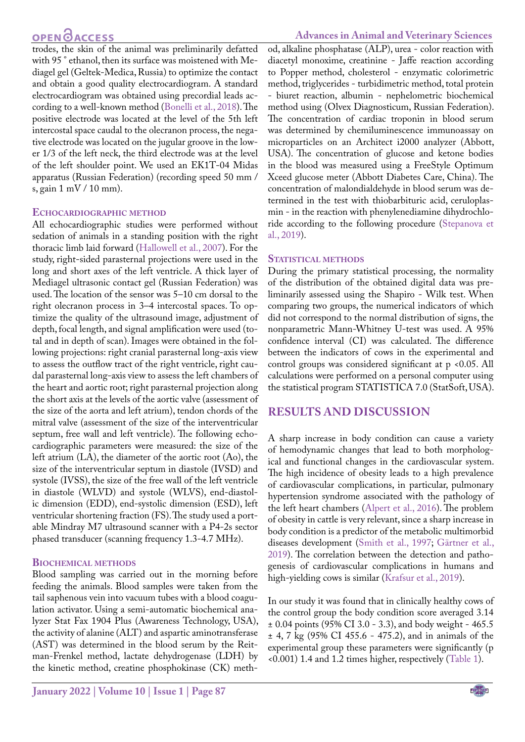trodes, the skin of the animal was preliminarily defatted with 95 ° ethanol, then its surface was moistened with Mediagel gel (Geltek-Medica, Russia) to optimize the contact and obtain a good quality electrocardiogram. A standard electrocardiogram was obtained using precordial leads according to a well-known method (Bonelli et al., 2018). The positive electrode was located at the level of the 5th left intercostal space caudal to the olecranon process, the negative electrode was located on the jugular groove in the lower 1/3 of the left neck, the third electrode was at the level of the left shoulder point. We used an EK1T-04 Midas apparatus (Russian Federation) (recording speed 50 mm / s, gain 1 mV / 10 mm).

### Echocardiographic method

All echocardiographic studies were performed without sedation of animals in a standing position with the right thoracic limb laid forward (Hallowell et al., 2007). For the study, right-sided parasternal projections were used in the long and short axes of the left ventricle. A thick layer of Mediagel ultrasonic contact gel (Russian Federation) was used. The location of the sensor was 5–10 cm dorsal to the right olecranon process in 3–4 intercostal spaces. To optimize the quality of the ultrasound image, adjustment of depth, focal length, and signal amplification were used (total and in depth of scan). Images were obtained in the following projections: right cranial parasternal long-axis view to assess the outflow tract of the right ventricle, right caudal parasternal long-axis view to assess the left chambers of the heart and aortic root; right parasternal projection along the short axis at the levels of the aortic valve (assessment of the size of the aorta and left atrium), tendon chords of the mitral valve (assessment of the size of the interventricular septum, free wall and left ventricle). The following echocardiographic parameters were measured: the size of the left atrium (LA), the diameter of the aortic root (Ao), the size of the interventricular septum in diastole (IVSD) and systole (IVSS), the size of the free wall of the left ventricle in diastole (WLVD) and systole (WLVS), end-diastolic dimension (EDD), end-systolic dimension (ESD), left ventricular shortening fraction (FS). The study used a portable Mindray M7 ultrasound scanner with a P4-2s sector phased transducer (scanning frequency 1.3-4.7 MHz).

### Biochemical methods

Blood sampling was carried out in the morning before feeding the animals. Blood samples were taken from the tail saphenous vein into vacuum tubes with a blood coagulation activator. Using a semi-automatic biochemical analyzer Stat Fax 1904 Plus (Awareness Technology, USA), the activity of alanine (ALT) and aspartic aminotransferase (AST) was determined in the blood serum by the Reitman-Frenkel method, lactate dehydrogenase (LDH) by the kinetic method, creatine phosphokinase (CK) method, alkaline phosphatase (ALP), urea - color reaction with diacetyl monoxime, creatinine - Jaffe reaction according to Popper method, cholesterol - enzymatic colorimetric method, triglycerides - turbidimetric method, total protein - biuret reaction, albumin - nephelometric biochemical method using (Olvex Diagnosticum, Russian Federation). The concentration of cardiac troponin in blood serum was determined by chemiluminescence immunoassay on microparticles on an Architect i2000 analyzer (Abbott, USA). The concentration of glucose and ketone bodies in the blood was measured using a FreeStyle Optimum Xceed glucose meter (Abbott Diabetes Care, China). The concentration of malondialdehyde in blood serum was determined in the test with thiobarbituric acid, ceruloplasmin - in the reaction with phenylenediamine dihydrochloride according to the following procedure (Stepanova et al., 2019).

### Statistical methods

During the primary statistical processing, the normality of the distribution of the obtained digital data was preliminarily assessed using the Shapiro - Wilk test. When comparing two groups, the numerical indicators of which did not correspond to the normal distribution of signs, the nonparametric Mann-Whitney U-test was used. A 95% confidence interval (CI) was calculated. The difference between the indicators of cows in the experimental and control groups was considered significant at $p < 0.05$. All calculations were performed on a personal computer using the statistical program STATISTICA 7.0 (StatSoft, USA).

## RESULTS AND DISCUSSION

A sharp increase in body condition can cause a variety of hemodynamic changes that lead to both morphological and functional changes in the cardiovascular system. The high incidence of obesity leads to a high prevalence of cardiovascular complications, in particular, pulmonary hypertension syndrome associated with the pathology of the left heart chambers (Alpert et al., 2016). The problem of obesity in cattle is very relevant, since a sharp increase in body condition is a predictor of the metabolic multimorbid diseases development (Smith et al., 1997; Gärtner et al., 2019). The correlation between the detection and pathogenesis of cardiovascular complications in humans and high-yielding cows is similar (Krafsur et al., 2019).

In our study it was found that in clinically healthy cows of the control group the body condition score averaged 3.14 ± 0.04 points (95% CI 3.0 - 3.3), and body weight - 465.5 ± 4, 7 kg (95% CI 455.6 - 475.2), and in animals of the experimental group these parameters were significantly ($p < 0.001$) 1.4 and 1.2 times higher, respectively (Table 1).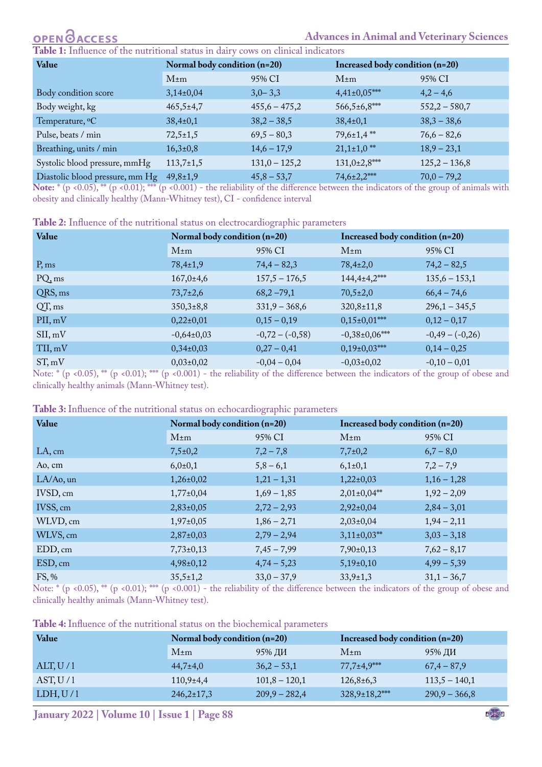**Table 1:** Influence of the nutritional status in dairy cows on clinical indicators

| Value | Normal body condition (n=20) | | Increased body condition (n=20) | |
|---|---|---|---|---|
| | M±m | 95% CI | M±m | 95% CI |
| Body condition score | 3,14±0,04 | 3,0– 3,3 | 4,41±0,05*** | 4,2 – 4,6 |
| Body weight, kg | 465,5±4,7 | 455,6 – 475,2 | 566,5±6,8*** | 552,2 – 580,7 |
| Temperature, °C | 38,4±0,1 | 38,2 – 38,5 | 38,4±0,1 | 38,3 – 38,6 |
| Pulse, beats / min | 72,5±1,5 | 69,5 – 80,3 | 79,6±1,4 ** | 76,6 – 82,6 |
| Breathing, units / min | 16,3±0,8 | 14,6 – 17,9 | 21,1±1,0 ** | 18,9 – 23,1 |
| Systolic blood pressure, mmHg | 113,7±1,5 | 131,0 – 125,2 | 131,0±2,8*** | 125,2 – 136,8 |
| Diastolic blood pressure, mm Hg | 49,8±1,9 | 45,8 – 53,7 | 74,6±2,2*** | 70,0 – 79,2 |

**Note:** * ($p < 0.05$), ** ($p < 0.01$); *** ($p < 0.001$) - the reliability of the difference between the indicators of the group of animals with obesity and clinically healthy (Mann-Whitney test), CI - confidence interval

**Table 2:** Influence of the nutritional status on electrocardiographic parameters

| Value | Normal body condition (n=20) | | Increased body condition (n=20) | |
|---|---|---|---|---|
| | M±m | 95% CI | M±m | 95% CI |
| P, ms | 78,4±1,9 | 74,4 – 82,3 | 78,4±2,0 | 74,2 – 82,5 |
| PQ, ms | 167,0±4,6 | 157,5 – 176,5 | 144,4±4,2*** | 135,6 – 153,1 |
| QRS, ms | 73,7±2,6 | 68,2 –79,1 | 70,5±2,0 | 66,4 – 74,6 |
| QT, ms | 350,3±8,8 | 331,9 – 368,6 | 320,8±11,8 | 296,1 – 345,5 |
| PII, mV | 0,22±0,01 | 0,15 – 0,19 | 0,15±0,01*** | 0,12 – 0,17 |
| SII, mV | -0,64±0,03 | -0,72 – (-0,58) | -0,38±0,06*** | -0,49 – (-0,26) |
| TII, mV | 0,34±0,03 | 0,27 – 0,41 | 0,19±0,03*** | 0,14 – 0,25 |
| ST, mV | 0,03±0,02 | -0,04 – 0,04 | -0,03±0,02 | -0,10 – 0,01 |

Note: * ($p < 0.05$), ** ($p < 0.01$); *** ($p < 0.001$) - the reliability of the difference between the indicators of the group of obese and clinically healthy animals (Mann-Whitney test).

**Table 3:** Influence of the nutritional status on echocardiographic parameters

| Value | Normal body condition (n=20) | | Increased body condition (n=20) | |
|---|---|---|---|---|
| | M±m | 95% CI | M±m | 95% CI |
| LA, cm | 7,5±0,2 | 7,2 – 7,8 | 7,7±0,2 | 6,7 – 8,0 |
| Ao, cm | 6,0±0,1 | 5,8 – 6,1 | 6,1±0,1 | 7,2 – 7,9 |
| LA/Ao, un | 1,26±0,02 | 1,21 – 1,31 | 1,22±0,03 | 1,16 – 1,28 |
| IVSD, cm | 1,77±0,04 | 1,69 – 1,85 | 2,01±0,04** | 1,92 – 2,09 |
| IVSS, cm | 2,83±0,05 | 2,72 – 2,93 | 2,92±0,04 | 2,84 – 3,01 |
| WLVD, cm | 1,97±0,05 | 1,86 – 2,71 | 2,03±0,04 | 1,94 – 2,11 |
| WLVS, cm | 2,87±0,03 | 2,79 – 2,94 | 3,11±0,03** | 3,03 – 3,18 |
| EDD, cm | 7,73±0,13 | 7,45 – 7,99 | 7,90±0,13 | 7,62 – 8,17 |
| ESD, cm | 4,98±0,12 | 4,74 – 5,23 | 5,19±0,10 | 4,99 – 5,39 |
| FS, % | 35,5±1,2 | 33,0 – 37,9 | 33,9±1,3 | 31,1 – 36,7 |

Note: * ($p < 0.05$), ** ($p < 0.01$); *** ($p < 0.001$) - the reliability of the difference between the indicators of the group of obese and clinically healthy animals (Mann-Whitney test).

**Table 4:** Influence of the nutritional status on the biochemical parameters

| Value | Normal body condition (n=20) | | Increased body condition (n=20) | |
|---|---|---|---|---|
| | M±m | 95% ДИ | M±m | 95% ДИ |
| ALT, U / l | 44,7±4,0 | 36,2 – 53,1 | 77,7±4,9*** | 67,4 – 87,9 |
| AST, U / l | 110,9±4,4 | 101,8 – 120,1 | 126,8±6,3 | 113,5 – 140,1 |
| LDH, U / l | 246,2±17,3 | 209,9 – 282,4 | 328,9±18,2*** | 290,9 – 366,8 |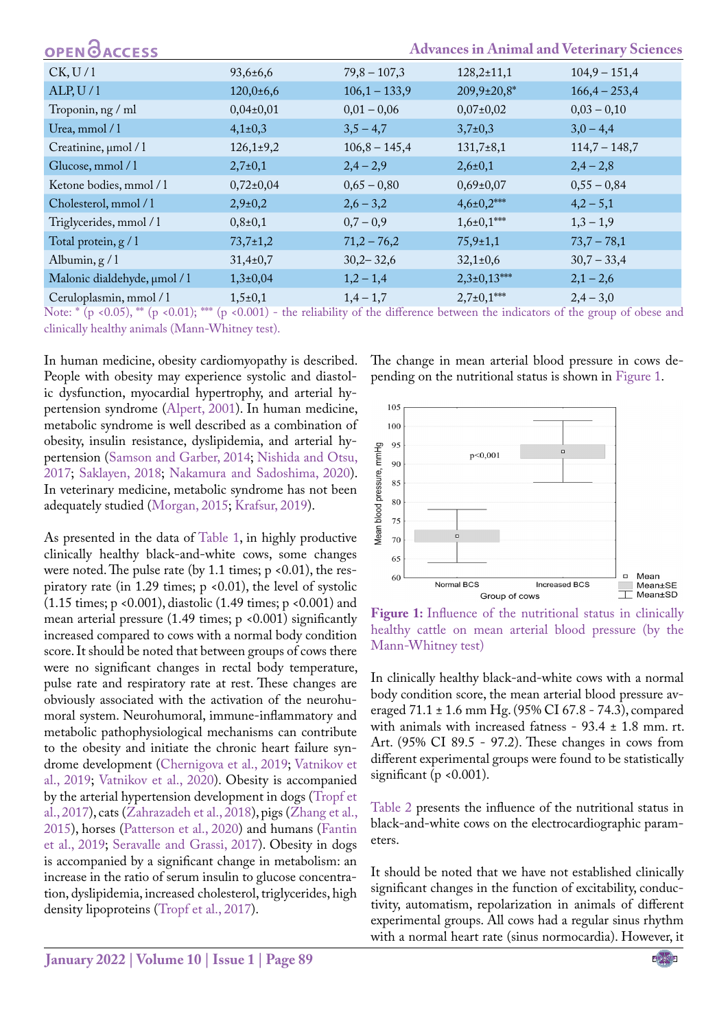| CK, U / l | 93,6±6,6 | 79,8 – 107,3 | 128,2±11,1 | 104,9 – 151,4 |
|---|---|---|---|---|
| ALP, U / l | 120,0±6,6 | 106,1 – 133,9 | 209,9±20,8* | 166,4 – 253,4 |
| Troponin, ng / ml | 0,04±0,01 | 0,01 – 0,06 | 0,07±0,02 | 0,03 – 0,10 |
| Urea, mmol / l | 4,1±0,3 | 3,5 – 4,7 | 3,7±0,3 | 3,0 – 4,4 |
| Creatinine, μmol / l | 126,1±9,2 | 106,8 – 145,4 | 131,7±8,1 | 114,7 – 148,7 |
| Glucose, mmol / l | 2,7±0,1 | 2,4 – 2,9 | 2,6±0,1 | 2,4 – 2,8 |
| Ketone bodies, mmol / l | 0,72±0,04 | 0,65 – 0,80 | 0,69±0,07 | 0,55 – 0,84 |
| Cholesterol, mmol / l | 2,9±0,2 | 2,6 – 3,2 | 4,6±0,2*** | 4,2 – 5,1 |
| Triglycerides, mmol / l | 0,8±0,1 | 0,7 – 0,9 | 1,6±0,1*** | 1,3 – 1,9 |
| Total protein, g / l | 73,7±1,2 | 71,2 – 76,2 | 75,9±1,1 | 73,7 – 78,1 |
| Albumin, g / l | 31,4±0,7 | 30,2– 32,6 | 32,1±0,6 | 30,7 – 33,4 |
| Malonic dialdehyde, μmol / l | 1,3±0,04 | 1,2 – 1,4 | 2,3±0,13*** | 2,1 – 2,6 |
| Ceruloplasmin, mmol / l | 1,5±0,1 | 1,4 – 1,7 | 2,7±0,1*** | 2,4 – 3,0 |

Note: * ($p < 0.05$), ** ($p < 0.01$); *** ($p < 0.001$) - the reliability of the difference between the indicators of the group of obese and clinically healthy animals (Mann-Whitney test).

In human medicine, obesity cardiomyopathy is described. People with obesity may experience systolic and diastolic dysfunction, myocardial hypertrophy, and arterial hypertension syndrome (Alpert, 2001). In human medicine, metabolic syndrome is well described as a combination of obesity, insulin resistance, dyslipidemia, and arterial hypertension (Samson and Garber, 2014; Nishida and Otsu, 2017; Saklayen, 2018; Nakamura and Sadoshima, 2020). In veterinary medicine, metabolic syndrome has not been adequately studied (Morgan, 2015; Krafsur, 2019).

As presented in the data of Table 1, in highly productive clinically healthy black-and-white cows, some changes were noted. The pulse rate (by 1.1 times; $p < 0.01$), the respiratory rate (in 1.29 times; $p < 0.01$), the level of systolic (1.15 times; $p < 0.001$), diastolic (1.49 times; $p < 0.001$) and mean arterial pressure (1.49 times; $p < 0.001$) significantly increased compared to cows with a normal body condition score. It should be noted that between groups of cows there were no significant changes in rectal body temperature, pulse rate and respiratory rate at rest. These changes are obviously associated with the activation of the neurohumoral system. Neurohumoral, immune-inflammatory and metabolic pathophysiological mechanisms can contribute to the obesity and initiate the chronic heart failure syndrome development (Chernigova et al., 2019; Vatnikov et al., 2019; Vatnikov et al., 2020). Obesity is accompanied by the arterial hypertension development in dogs (Tropf et al., 2017), cats (Zahrazadeh et al., 2018), pigs (Zhang et al., 2015), horses (Patterson et al., 2020) and humans (Fantin et al., 2019; Seravalle and Grassi, 2017). Obesity in dogs is accompanied by a significant change in metabolism: an increase in the ratio of serum insulin to glucose concentration, dyslipidemia, increased cholesterol, triglycerides, high density lipoproteins (Tropf et al., 2017).

The change in mean arterial blood pressure in cows depending on the nutritional status is shown in Figure 1.

**Figure 1:** Influence of the nutritional status in clinically healthy cattle on mean arterial blood pressure (by the Mann-Whitney test)

In clinically healthy black-and-white cows with a normal body condition score, the mean arterial blood pressure averaged 71.1 ± 1.6 mm Hg. (95% CI 67.8 - 74.3), compared with animals with increased fatness - 93.4 ± 1.8 mm. rt. Art. (95% CI 89.5 - 97.2). These changes in cows from different experimental groups were found to be statistically significant ($p < 0.001$).

Table 2 presents the influence of the nutritional status in black-and-white cows on the electrocardiographic parameters.

It should be noted that we have not established clinically significant changes in the function of excitability, conductivity, automatism, repolarization in animals of different experimental groups. All cows had a regular sinus rhythm with a normal heart rate (sinus normocardia). However, it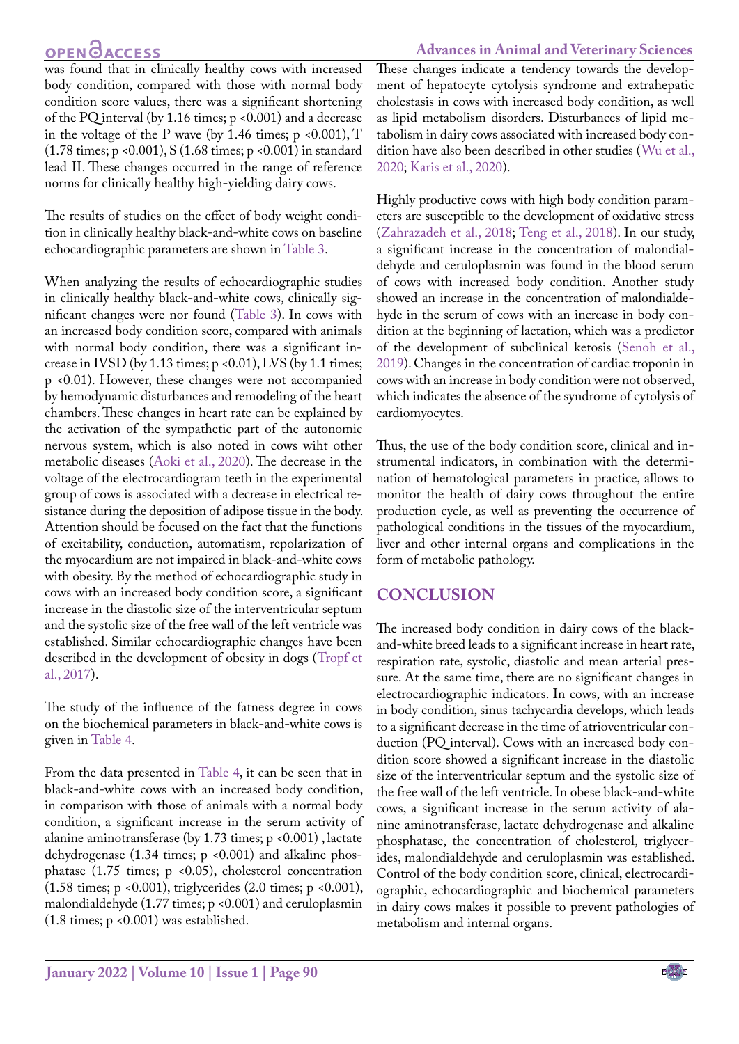was found that in clinically healthy cows with increased body condition, compared with those with normal body condition score values, there was a significant shortening of the PQ interval (by 1.16 times; $p < 0.001$) and a decrease in the voltage of the P wave (by 1.46 times; $p < 0.001$), T (1.78 times; $p < 0.001$), S (1.68 times; $p < 0.001$) in standard lead II. These changes occurred in the range of reference norms for clinically healthy high-yielding dairy cows.

The results of studies on the effect of body weight condition in clinically healthy black-and-white cows on baseline echocardiographic parameters are shown in Table 3.

When analyzing the results of echocardiographic studies in clinically healthy black-and-white cows, clinically significant changes were nor found (Table 3). In cows with an increased body condition score, compared with animals with normal body condition, there was a significant increase in IVSD (by 1.13 times; $p < 0.01$), LVS (by 1.1 times; $p < 0.01$). However, these changes were not accompanied by hemodynamic disturbances and remodeling of the heart chambers. These changes in heart rate can be explained by the activation of the sympathetic part of the autonomic nervous system, which is also noted in cows wiht other metabolic diseases (Aoki et al., 2020). The decrease in the voltage of the electrocardiogram teeth in the experimental group of cows is associated with a decrease in electrical resistance during the deposition of adipose tissue in the body. Attention should be focused on the fact that the functions of excitability, conduction, automatism, repolarization of the myocardium are not impaired in black-and-white cows with obesity. By the method of echocardiographic study in cows with an increased body condition score, a significant increase in the diastolic size of the interventricular septum and the systolic size of the free wall of the left ventricle was established. Similar echocardiographic changes have been described in the development of obesity in dogs (Tropf et al., 2017).

The study of the influence of the fatness degree in cows on the biochemical parameters in black-and-white cows is given in Table 4.

From the data presented in Table 4, it can be seen that in black-and-white cows with an increased body condition, in comparison with those of animals with a normal body condition, a significant increase in the serum activity of alanine aminotransferase (by 1.73 times; $p < 0.001$) , lactate dehydrogenase (1.34 times; $p < 0.001$) and alkaline phosphatase (1.75 times; $p < 0.05$), cholesterol concentration (1.58 times; $p < 0.001$), triglycerides (2.0 times; $p < 0.001$), malondialdehyde (1.77 times; $p < 0.001$) and ceruloplasmin (1.8 times; $p < 0.001$) was established.

These changes indicate a tendency towards the development of hepatocyte cytolysis syndrome and extrahepatic cholestasis in cows with increased body condition, as well as lipid metabolism disorders. Disturbances of lipid metabolism in dairy cows associated with increased body condition have also been described in other studies (Wu et al., 2020; Karis et al., 2020).

Highly productive cows with high body condition parameters are susceptible to the development of oxidative stress (Zahrazadeh et al., 2018; Teng et al., 2018). In our study, a significant increase in the concentration of malondialdehyde and ceruloplasmin was found in the blood serum of cows with increased body condition. Another study showed an increase in the concentration of malondialdehyde in the serum of cows with an increase in body condition at the beginning of lactation, which was a predictor of the development of subclinical ketosis (Senoh et al., 2019). Changes in the concentration of cardiac troponin in cows with an increase in body condition were not observed, which indicates the absence of the syndrome of cytolysis of cardiomyocytes.

Thus, the use of the body condition score, clinical and instrumental indicators, in combination with the determination of hematological parameters in practice, allows to monitor the health of dairy cows throughout the entire production cycle, as well as preventing the occurrence of pathological conditions in the tissues of the myocardium, liver and other internal organs and complications in the form of metabolic pathology.

## CONCLUSION

The increased body condition in dairy cows of the black-and-white breed leads to a significant increase in heart rate, respiration rate, systolic, diastolic and mean arterial pressure. At the same time, there are no significant changes in electrocardiographic indicators. In cows, with an increase in body condition, sinus tachycardia develops, which leads to a significant decrease in the time of atrioventricular conduction (PQ interval). Cows with an increased body condition score showed a significant increase in the diastolic size of the interventricular septum and the systolic size of the free wall of the left ventricle. In obese black-and-white cows, a significant increase in the serum activity of alanine aminotransferase, lactate dehydrogenase and alkaline phosphatase, the concentration of cholesterol, triglycerides, malondialdehyde and ceruloplasmin was established. Control of the body condition score, clinical, electrocardiographic, echocardiographic and biochemical parameters in dairy cows makes it possible to prevent pathologies of metabolism and internal organs.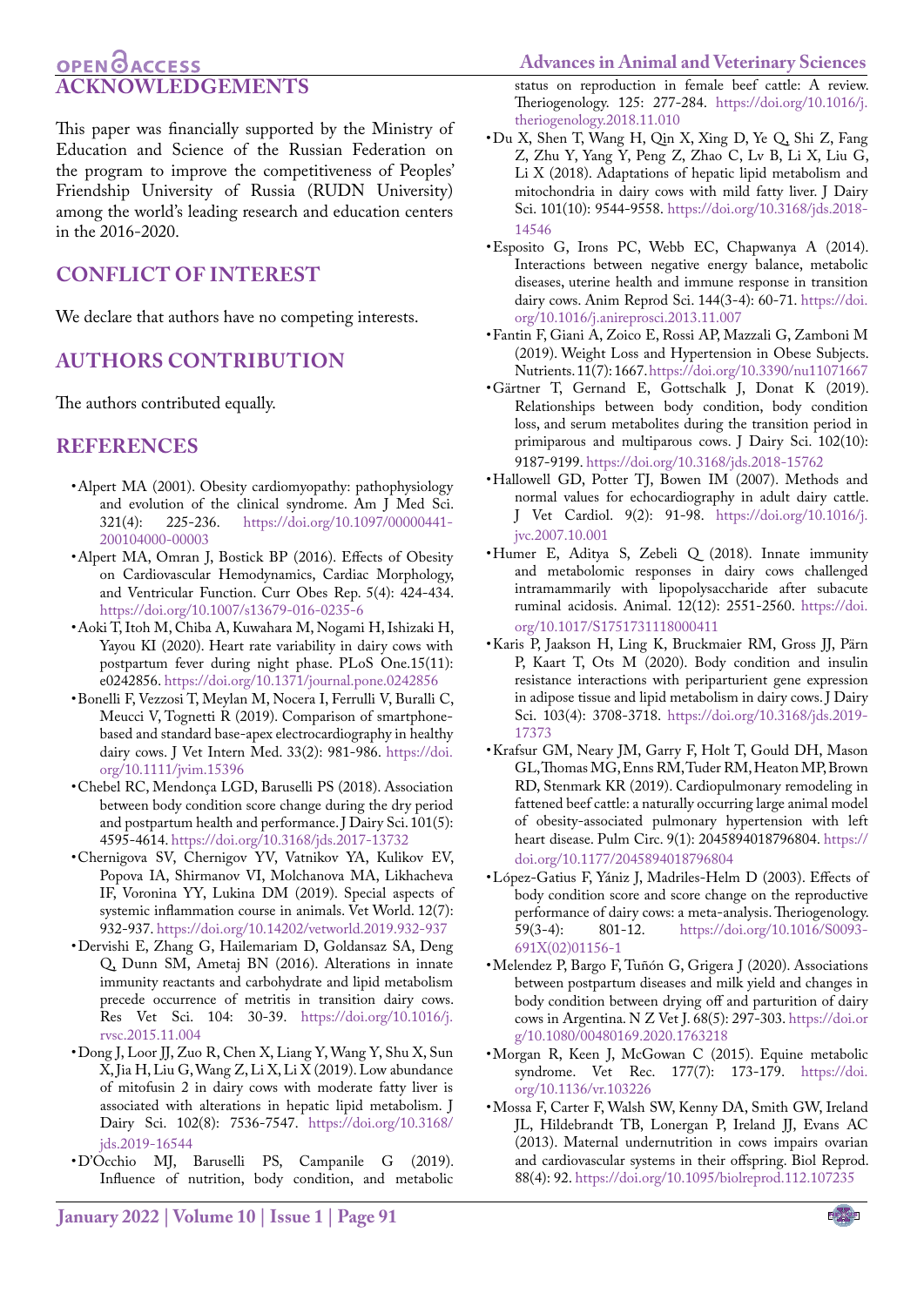## ACKNOWLEDGEMENTS

This paper was financially supported by the Ministry of Education and Science of the Russian Federation on the program to improve the competitiveness of Peoples' Friendship University of Russia (RUDN University) among the world's leading research and education centers in the 2016-2020.

## CONFLICT OF INTEREST

We declare that authors have no competing interests.

## AUTHORS CONTRIBUTION

The authors contributed equally.

## REFERENCES

- Alpert MA (2001). Obesity cardiomyopathy: pathophysiology and evolution of the clinical syndrome. Am J Med Sci. 321(4): 225-236. https://doi.org/10.1097/00000441-200104000-00003
- Alpert MA, Omran J, Bostick BP (2016). Effects of Obesity on Cardiovascular Hemodynamics, Cardiac Morphology, and Ventricular Function. Curr Obes Rep. 5(4): 424-434. https://doi.org/10.1007/s13679-016-0235-6
- Aoki T, Itoh M, Chiba A, Kuwahara M, Nogami H, Ishizaki H, Yayou KI (2020). Heart rate variability in dairy cows with postpartum fever during night phase. PLoS One.15(11): e0242856. https://doi.org/10.1371/journal.pone.0242856
- Bonelli F, Vezzosi T, Meylan M, Nocera I, Ferrulli V, Buralli C, Meucci V, Tognetti R (2019). Comparison of smartphone-based and standard base-apex electrocardiography in healthy dairy cows. J Vet Intern Med. 33(2): 981-986. https://doi.org/10.1111/jvim.15396
- Chebel RC, Mendonça LGD, Baruselli PS (2018). Association between body condition score change during the dry period and postpartum health and performance. J Dairy Sci. 101(5): 4595-4614. https://doi.org/10.3168/jds.2017-13732
- Chernigova SV, Chernigov YV, Vatnikov YA, Kulikov EV, Popova IA, Shirmanov VI, Molchanova MA, Likhacheva IF, Voronina YY, Lukina DM (2019). Special aspects of systemic inflammation course in animals. Vet World. 12(7): 932-937. https://doi.org/10.14202/vetworld.2019.932-937
- Dervishi E, Zhang G, Hailemariam D, Goldansaz SA, Deng Q, Dunn SM, Ametaj BN (2016). Alterations in innate immunity reactants and carbohydrate and lipid metabolism precede occurrence of metritis in transition dairy cows. Res Vet Sci. 104: 30-39. https://doi.org/10.1016/j.rvsc.2015.11.004
- Dong J, Loor JJ, Zuo R, Chen X, Liang Y, Wang Y, Shu X, Sun X, Jia H, Liu G, Wang Z, Li X, Li X (2019). Low abundance of mitofusin 2 in dairy cows with moderate fatty liver is associated with alterations in hepatic lipid metabolism. J Dairy Sci. 102(8): 7536-7547. https://doi.org/10.3168/jds.2019-16544
- D'Occhio MJ, Baruselli PS, Campanile G (2019). Influence of nutrition, body condition, and metabolic status on reproduction in female beef cattle: A review. Theriogenology. 125: 277-284. https://doi.org/10.1016/j.theriogenology.2018.11.010
- Du X, Shen T, Wang H, Qin X, Xing D, Ye Q, Shi Z, Fang Z, Zhu Y, Yang Y, Peng Z, Zhao C, Lv B, Li X, Liu G, Li X (2018). Adaptations of hepatic lipid metabolism and mitochondria in dairy cows with mild fatty liver. J Dairy Sci. 101(10): 9544-9558. https://doi.org/10.3168/jds.2018-14546
- Esposito G, Irons PC, Webb EC, Chapwanya A (2014). Interactions between negative energy balance, metabolic diseases, uterine health and immune response in transition dairy cows. Anim Reprod Sci. 144(3-4): 60-71. https://doi.org/10.1016/j.anireprosci.2013.11.007
- Fantin F, Giani A, Zoico E, Rossi AP, Mazzali G, Zamboni M (2019). Weight Loss and Hypertension in Obese Subjects. Nutrients. 11(7): 1667. https://doi.org/10.3390/nu11071667
- Gärtner T, Gernand E, Gottschalk J, Donat K (2019). Relationships between body condition, body condition loss, and serum metabolites during the transition period in primiparous and multiparous cows. J Dairy Sci. 102(10): 9187-9199. https://doi.org/10.3168/jds.2018-15762
- Hallowell GD, Potter TJ, Bowen IM (2007). Methods and normal values for echocardiography in adult dairy cattle. J Vet Cardiol. 9(2): 91-98. https://doi.org/10.1016/j.jvc.2007.10.001
- Humer E, Aditya S, Zebeli Q (2018). Innate immunity and metabolomic responses in dairy cows challenged intramammarily with lipopolysaccharide after subacute ruminal acidosis. Animal. 12(12): 2551-2560. https://doi.org/10.1017/S1751731118000411
- Karis P, Jaakson H, Ling K, Bruckmaier RM, Gross JJ, Pärn P, Kaart T, Ots M (2020). Body condition and insulin resistance interactions with periparturient gene expression in adipose tissue and lipid metabolism in dairy cows. J Dairy Sci. 103(4): 3708-3718. https://doi.org/10.3168/jds.2019-17373
- Krafsur GM, Neary JM, Garry F, Holt T, Gould DH, Mason GL, Thomas MG, Enns RM, Tuder RM, Heaton MP, Brown RD, Stenmark KR (2019). Cardiopulmonary remodeling in fattened beef cattle: a naturally occurring large animal model of obesity-associated pulmonary hypertension with left heart disease. Pulm Circ. 9(1): 2045894018796804. https://doi.org/10.1177/2045894018796804
- López-Gatius F, Yániz J, Madriles-Helm D (2003). Effects of body condition score and score change on the reproductive performance of dairy cows: a meta-analysis. Theriogenology. 59(3-4): 801-12. https://doi.org/10.1016/S0093-691X(02)01156-1
- Melendez P, Bargo F, Tuñón G, Grigera J (2020). Associations between postpartum diseases and milk yield and changes in body condition between drying off and parturition of dairy cows in Argentina. N Z Vet J. 68(5): 297-303. https://doi.org/10.1080/00480169.2020.1763218
- Morgan R, Keen J, McGowan C (2015). Equine metabolic syndrome. Vet Rec. 177(7): 173-179. https://doi.org/10.1136/vr.103226
- Mossa F, Carter F, Walsh SW, Kenny DA, Smith GW, Ireland JL, Hildebrandt TB, Lonergan P, Ireland JJ, Evans AC (2013). Maternal undernutrition in cows impairs ovarian and cardiovascular systems in their offspring. Biol Reprod. 88(4): 92. https://doi.org/10.1095/biolreprod.112.107235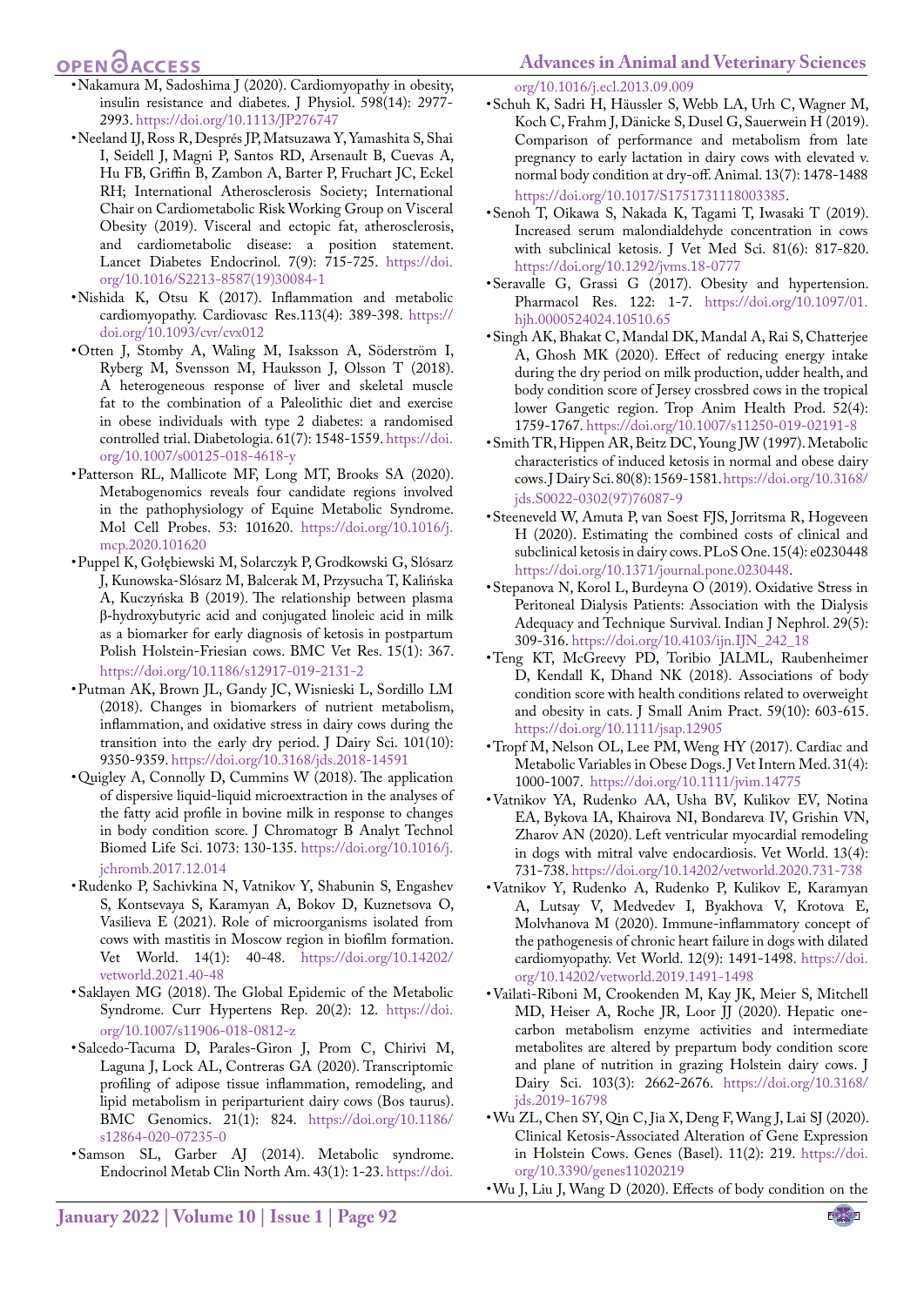- Nakamura M, Sadoshima J (2020). Cardiomyopathy in obesity, insulin resistance and diabetes. J Physiol. 598(14): 2977-2993. https://doi.org/10.1113/JP276747
- Neeland IJ, Ross R, Després JP, Matsuzawa Y, Yamashita S, Shai I, Seidell J, Magni P, Santos RD, Arsenault B, Cuevas A, Hu FB, Griffin B, Zambon A, Barter P, Fruchart JC, Eckel RH; International Atherosclerosis Society; International Chair on Cardiometabolic Risk Working Group on Visceral Obesity (2019). Visceral and ectopic fat, atherosclerosis, and cardiometabolic disease: a position statement. Lancet Diabetes Endocrinol. 7(9): 715-725. https://doi.org/10.1016/S2213-8587(19)30084-1
- Nishida K, Otsu K (2017). Inflammation and metabolic cardiomyopathy. Cardiovasc Res.113(4): 389-398. https://doi.org/10.1093/cvr/cvx012
- Otten J, Stomby A, Waling M, Isaksson A, Söderström I, Ryberg M, Svensson M, Hauksson J, Olsson T (2018). A heterogeneous response of liver and skeletal muscle fat to the combination of a Paleolithic diet and exercise in obese individuals with type 2 diabetes: a randomised controlled trial. Diabetologia. 61(7): 1548-1559. https://doi.org/10.1007/s00125-018-4618-y
- Patterson RL, Mallicote MF, Long MT, Brooks SA (2020). Metabogenomics reveals four candidate regions involved in the pathophysiology of Equine Metabolic Syndrome. Mol Cell Probes. 53: 101620. https://doi.org/10.1016/j.mcp.2020.101620
- Puppel K, Gołębiewski M, Solarczyk P, Grodkowski G, Slósarz J, Kunowska-Slósarz M, Balcerak M, Przysucha T, Kalińska A, Kuczyńska B (2019). The relationship between plasma β-hydroxybutyric acid and conjugated linoleic acid in milk as a biomarker for early diagnosis of ketosis in postpartum Polish Holstein-Friesian cows. BMC Vet Res. 15(1): 367. https://doi.org/10.1186/s12917-019-2131-2
- Putman AK, Brown JL, Gandy JC, Wisnieski L, Sordillo LM (2018). Changes in biomarkers of nutrient metabolism, inflammation, and oxidative stress in dairy cows during the transition into the early dry period. J Dairy Sci. 101(10): 9350-9359. https://doi.org/10.3168/jds.2018-14591
- Quigley A, Connolly D, Cummins W (2018). The application of dispersive liquid-liquid microextraction in the analyses of the fatty acid profile in bovine milk in response to changes in body condition score. J Chromatogr B Analyt Technol Biomed Life Sci. 1073: 130-135. https://doi.org/10.1016/j.jchromb.2017.12.014
- Rudenko P, Sachivkina N, Vatnikov Y, Shabunin S, Engashev S, Kontsevaya S, Karamyan A, Bokov D, Kuznetsova O, Vasilieva E (2021). Role of microorganisms isolated from cows with mastitis in Moscow region in biofilm formation. Vet World. 14(1): 40-48. https://doi.org/10.14202/vetworld.2021.40-48
- Saklayen MG (2018). The Global Epidemic of the Metabolic Syndrome. Curr Hypertens Rep. 20(2): 12. https://doi.org/10.1007/s11906-018-0812-z
- Salcedo-Tacuma D, Parales-Giron J, Prom C, Chirivi M, Laguna J, Lock AL, Contreras GA (2020). Transcriptomic profiling of adipose tissue inflammation, remodeling, and lipid metabolism in periparturient dairy cows (Bos taurus). BMC Genomics. 21(1): 824. https://doi.org/10.1186/s12864-020-07235-0
- Samson SL, Garber AJ (2014). Metabolic syndrome. Endocrinol Metab Clin North Am. 43(1): 1-23. https://doi.org/10.1016/j.ecl.2013.09.009
- Schuh K, Sadri H, Häussler S, Webb LA, Urh C, Wagner M, Koch C, Frahm J, Dänicke S, Dusel G, Sauerwein H (2019). Comparison of performance and metabolism from late pregnancy to early lactation in dairy cows with elevated v. normal body condition at dry-off. Animal. 13(7): 1478-1488 https://doi.org/10.1017/S1751731118003385.
- Senoh T, Oikawa S, Nakada K, Tagami T, Iwasaki T (2019). Increased serum malondialdehyde concentration in cows with subclinical ketosis. J Vet Med Sci. 81(6): 817-820. https://doi.org/10.1292/jvms.18-0777
- Seravalle G, Grassi G (2017). Obesity and hypertension. Pharmacol Res. 122: 1-7. https://doi.org/10.1097/01.hjh.0000524024.10510.65
- Singh AK, Bhakat C, Mandal DK, Mandal A, Rai S, Chatterjee A, Ghosh MK (2020). Effect of reducing energy intake during the dry period on milk production, udder health, and body condition score of Jersey crossbred cows in the tropical lower Gangetic region. Trop Anim Health Prod. 52(4): 1759-1767. https://doi.org/10.1007/s11250-019-02191-8
- Smith TR, Hippen AR, Beitz DC, Young JW (1997). Metabolic characteristics of induced ketosis in normal and obese dairy cows. J Dairy Sci. 80(8): 1569-1581. https://doi.org/10.3168/jds.S0022-0302(97)76087-9
- Steeneveld W, Amuta P, van Soest FJS, Jorritsma R, Hogeveen H (2020). Estimating the combined costs of clinical and subclinical ketosis in dairy cows. PLoS One. 15(4): e0230448 https://doi.org/10.1371/journal.pone.0230448.
- Stepanova N, Korol L, Burdeyna O (2019). Oxidative Stress in Peritoneal Dialysis Patients: Association with the Dialysis Adequacy and Technique Survival. Indian J Nephrol. 29(5): 309-316. https://doi.org/10.4103/ijn.IJN_242_18
- Teng KT, McGreevy PD, Toribio JALML, Raubenheimer D, Kendall K, Dhand NK (2018). Associations of body condition score with health conditions related to overweight and obesity in cats. J Small Anim Pract. 59(10): 603-615. https://doi.org/10.1111/jsap.12905
- Tropf M, Nelson OL, Lee PM, Weng HY (2017). Cardiac and Metabolic Variables in Obese Dogs. J Vet Intern Med. 31(4): 1000-1007. https://doi.org/10.1111/jvim.14775
- Vatnikov YA, Rudenko AA, Usha BV, Kulikov EV, Notina EA, Bykova IA, Khairova NI, Bondareva IV, Grishin VN, Zharov AN (2020). Left ventricular myocardial remodeling in dogs with mitral valve endocardiosis. Vet World. 13(4): 731-738. https://doi.org/10.14202/vetworld.2020.731-738
- Vatnikov Y, Rudenko A, Rudenko P, Kulikov E, Karamyan A, Lutsay V, Medvedev I, Byakhova V, Krotova E, Molvhanova M (2020). Immune-inflammatory concept of the pathogenesis of chronic heart failure in dogs with dilated cardiomyopathy. Vet World. 12(9): 1491-1498. https://doi.org/10.14202/vetworld.2019.1491-1498
- Vailati-Riboni M, Crookenden M, Kay JK, Meier S, Mitchell MD, Heiser A, Roche JR, Loor JJ (2020). Hepatic one-carbon metabolism enzyme activities and intermediate metabolites are altered by prepartum body condition score and plane of nutrition in grazing Holstein dairy cows. J Dairy Sci. 103(3): 2662-2676. https://doi.org/10.3168/jds.2019-16798
- Wu ZL, Chen SY, Qin C, Jia X, Deng F, Wang J, Lai SJ (2020). Clinical Ketosis-Associated Alteration of Gene Expression in Holstein Cows. Genes (Basel). 11(2): 219. https://doi.org/10.3390/genes11020219
- Wu J, Liu J, Wang D (2020). Effects of body condition on the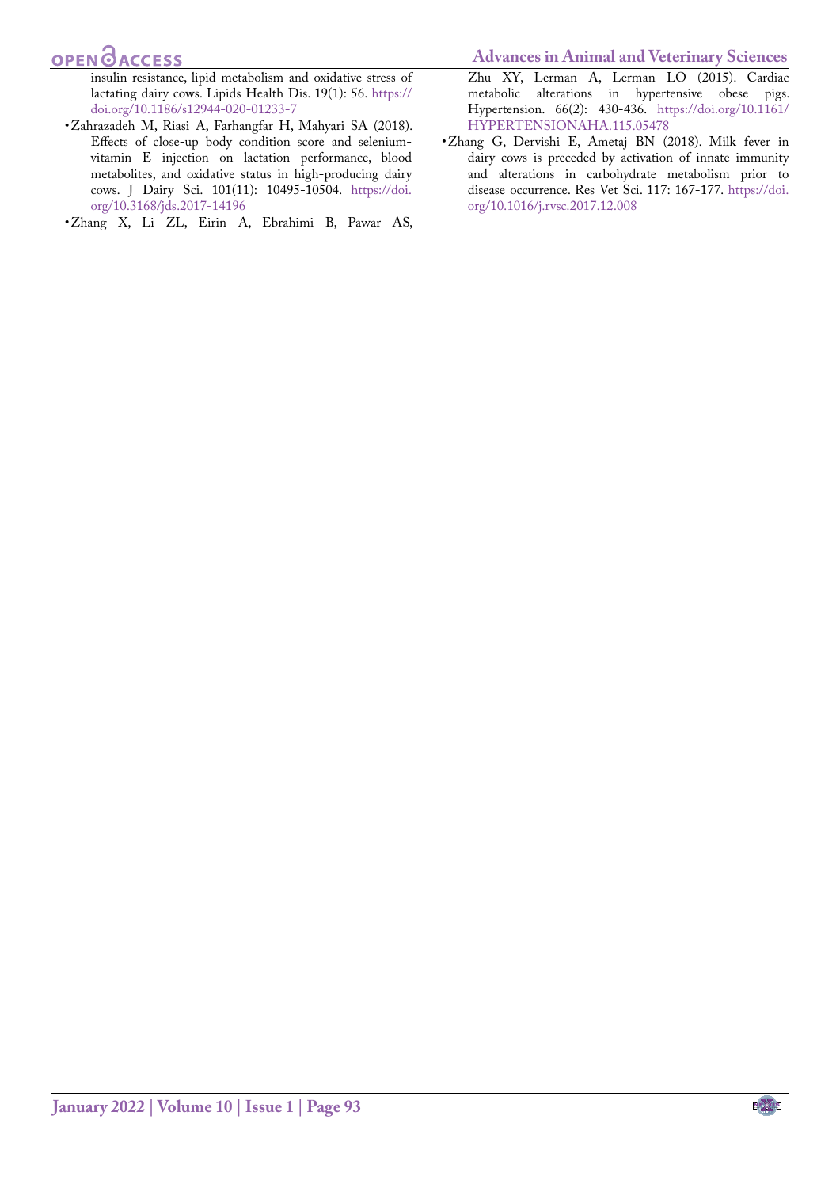insulin resistance, lipid metabolism and oxidative stress of lactating dairy cows. Lipids Health Dis. 19(1): 56. https://doi.org/10.1186/s12944-020-01233-7

- Zahrazadeh M, Riasi A, Farhangfar H, Mahyari SA (2018). Effects of close-up body condition score and selenium-vitamin E injection on lactation performance, blood metabolites, and oxidative status in high-producing dairy cows. J Dairy Sci. 101(11): 10495-10504. https://doi.org/10.3168/jds.2017-14196
- Zhang X, Li ZL, Eirin A, Ebrahimi B, Pawar AS, Zhu XY, Lerman A, Lerman LO (2015). Cardiac metabolic alterations in hypertensive obese pigs. Hypertension. 66(2): 430-436. https://doi.org/10.1161/HYPERTENSIONAHA.115.05478
- Zhang G, Dervishi E, Ametaj BN (2018). Milk fever in dairy cows is preceded by activation of innate immunity and alterations in carbohydrate metabolism prior to disease occurrence. Res Vet Sci. 117: 167-177. https://doi.org/10.1016/j.rvsc.2017.12.008